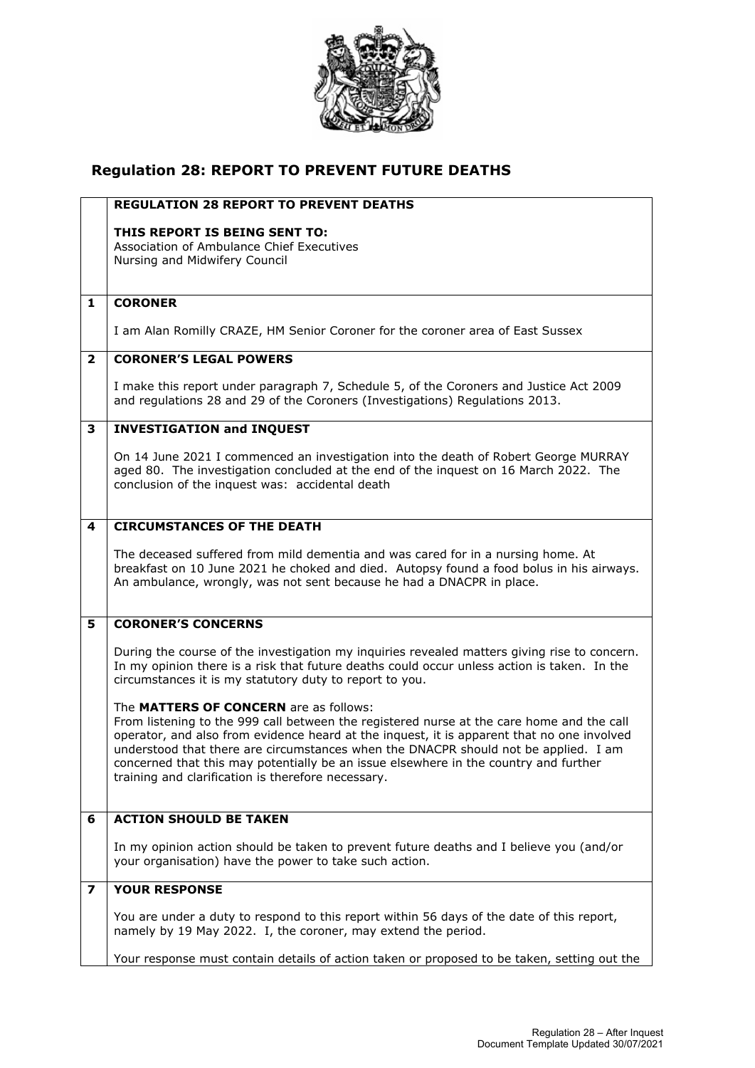# Regulation 28: REPORT TO PREVENT FUTURE DEATHS

**REGULATION 28 REPORT TO PREVENT DEATHS**

**THIS REPORT IS BEING SENT TO:**
Association of Ambulance Chief Executives
Nursing and Midwifery Council

## 1 CORONER

I am Alan Romilly CRAZE, HM Senior Coroner for the coroner area of East Sussex

## 2 CORONER'S LEGAL POWERS

I make this report under paragraph 7, Schedule 5, of the Coroners and Justice Act 2009 and regulations 28 and 29 of the Coroners (Investigations) Regulations 2013.

## 3 INVESTIGATION and INQUEST

On 14 June 2021 I commenced an investigation into the death of Robert George MURRAY aged 80. The investigation concluded at the end of the inquest on 16 March 2022. The conclusion of the inquest was: accidental death

## 4 CIRCUMSTANCES OF THE DEATH

The deceased suffered from mild dementia and was cared for in a nursing home. At breakfast on 10 June 2021 he choked and died. Autopsy found a food bolus in his airways. An ambulance, wrongly, was not sent because he had a DNACPR in place.

## 5 CORONER'S CONCERNS

During the course of the investigation my inquiries revealed matters giving rise to concern. In my opinion there is a risk that future deaths could occur unless action is taken. In the circumstances it is my statutory duty to report to you.

The **MATTERS OF CONCERN** are as follows:
From listening to the 999 call between the registered nurse at the care home and the call operator, and also from evidence heard at the inquest, it is apparent that no one involved understood that there are circumstances when the DNACPR should not be applied. I am concerned that this may potentially be an issue elsewhere in the country and further training and clarification is therefore necessary.

## 6 ACTION SHOULD BE TAKEN

In my opinion action should be taken to prevent future deaths and I believe you (and/or your organisation) have the power to take such action.

## 7 YOUR RESPONSE

You are under a duty to respond to this report within 56 days of the date of this report, namely by 19 May 2022. I, the coroner, may extend the period.

Your response must contain details of action taken or proposed to be taken, setting out the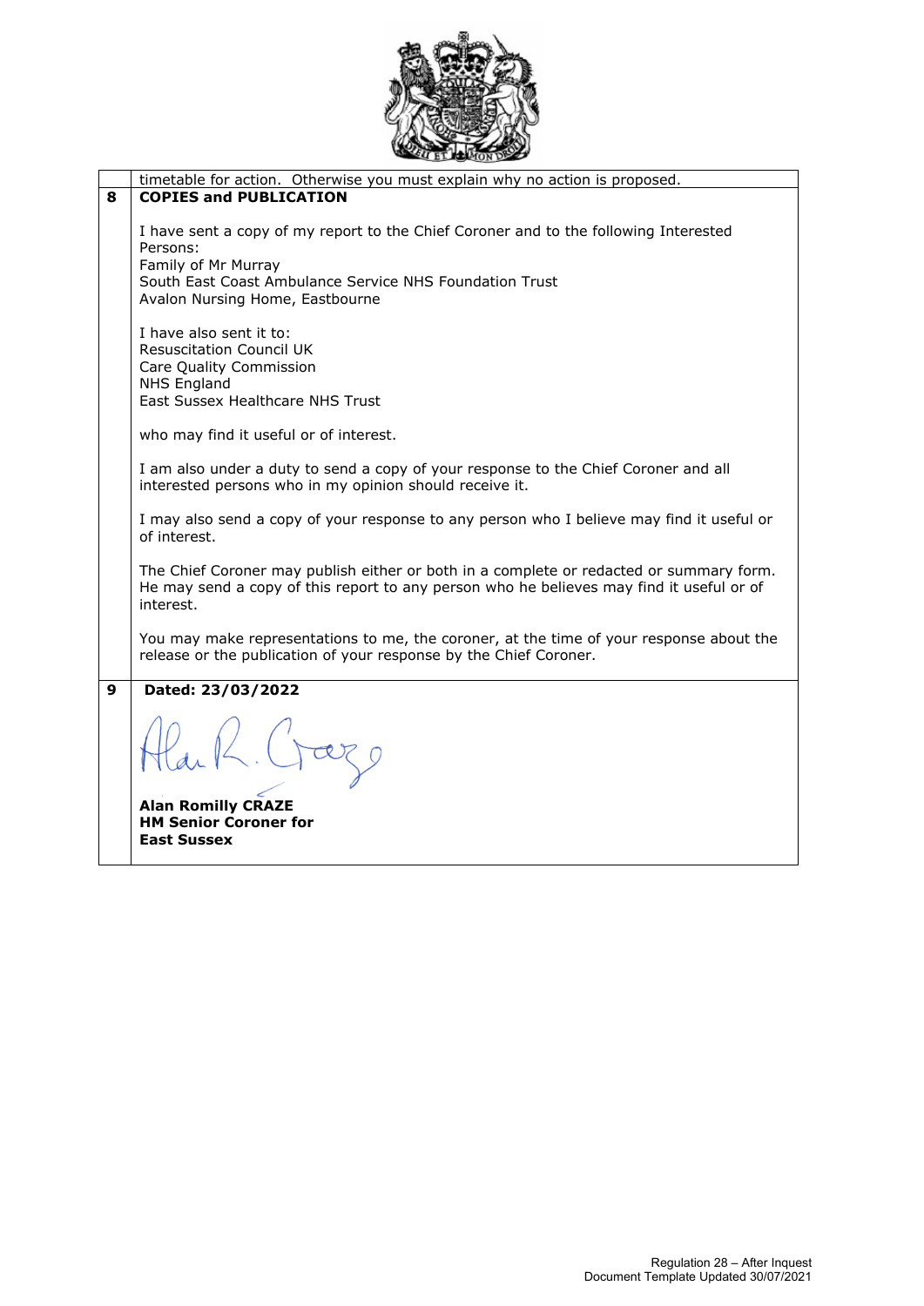timetable for action. Otherwise you must explain why no action is proposed.

| | |
|---|---|
| **8** | **COPIES and PUBLICATION**<br><br>I have sent a copy of my report to the Chief Coroner and to the following Interested Persons:<br>Family of Mr Murray<br>South East Coast Ambulance Service NHS Foundation Trust<br>Avalon Nursing Home, Eastbourne<br><br>I have also sent it to:<br>Resuscitation Council UK<br>Care Quality Commission<br>NHS England<br>East Sussex Healthcare NHS Trust<br><br>who may find it useful or of interest.<br><br>I am also under a duty to send a copy of your response to the Chief Coroner and all interested persons who in my opinion should receive it.<br><br>I may also send a copy of your response to any person who I believe may find it useful or of interest.<br><br>The Chief Coroner may publish either or both in a complete or redacted or summary form. He may send a copy of this report to any person who he believes may find it useful or of interest.<br><br>You may make representations to me, the coroner, at the time of your response about the release or the publication of your response by the Chief Coroner. |
| **9** | **Dated: 23/03/2022**<br><br>Alan R. Craze<br><br>**Alan Romilly CRAZE**<br>**HM Senior Coroner for**<br>**East Sussex** |

Regulation 28 – After Inquest
Document Template Updated 30/07/2021